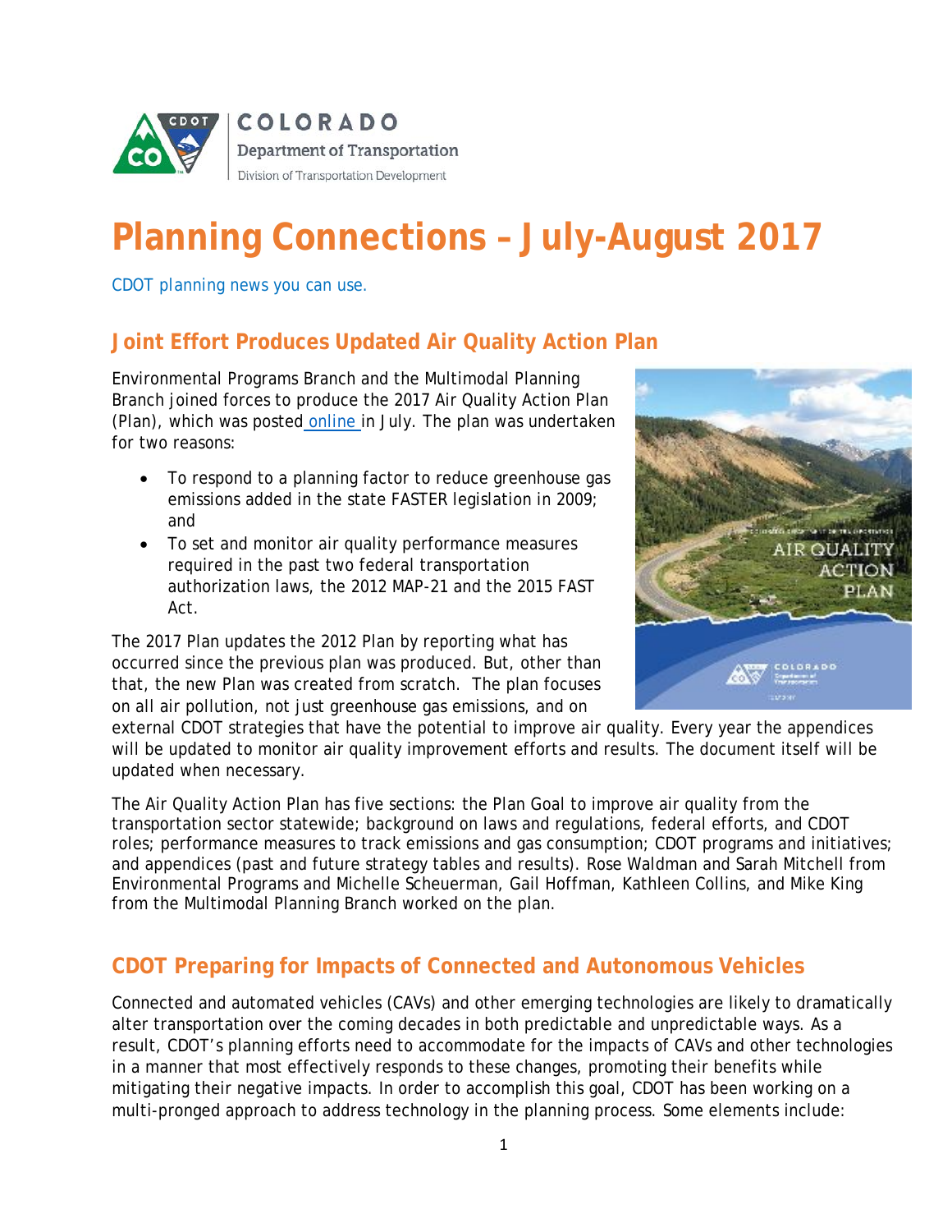COLORADO
Department of Transportation
Division of Transportation Development

# Planning Connections – July-August 2017

CDOT planning news you can use.

## Joint Effort Produces Updated Air Quality Action Plan

Environmental Programs Branch and the Multimodal Planning Branch joined forces to produce the 2017 Air Quality Action Plan (Plan), which was posted online in July. The plan was undertaken for two reasons:

- To respond to a planning factor to reduce greenhouse gas emissions added in the state FASTER legislation in 2009; and
- To set and monitor air quality performance measures required in the past two federal transportation authorization laws, the 2012 MAP-21 and the 2015 FAST Act.

The 2017 Plan updates the 2012 Plan by reporting what has occurred since the previous plan was produced. But, other than that, the new Plan was created from scratch. The plan focuses on all air pollution, not just greenhouse gas emissions, and on external CDOT strategies that have the potential to improve air quality. Every year the appendices will be updated to monitor air quality improvement efforts and results. The document itself will be updated when necessary.

The Air Quality Action Plan has five sections: the Plan Goal to improve air quality from the transportation sector statewide; background on laws and regulations, federal efforts, and CDOT roles; performance measures to track emissions and gas consumption; CDOT programs and initiatives; and appendices (past and future strategy tables and results). Rose Waldman and Sarah Mitchell from Environmental Programs and Michelle Scheuerman, Gail Hoffman, Kathleen Collins, and Mike King from the Multimodal Planning Branch worked on the plan.

## CDOT Preparing for Impacts of Connected and Autonomous Vehicles

Connected and automated vehicles (CAVs) and other emerging technologies are likely to dramatically alter transportation over the coming decades in both predictable and unpredictable ways. As a result, CDOT's planning efforts need to accommodate for the impacts of CAVs and other technologies in a manner that most effectively responds to these changes, promoting their benefits while mitigating their negative impacts. In order to accomplish this goal, CDOT has been working on a multi-pronged approach to address technology in the planning process. Some elements include: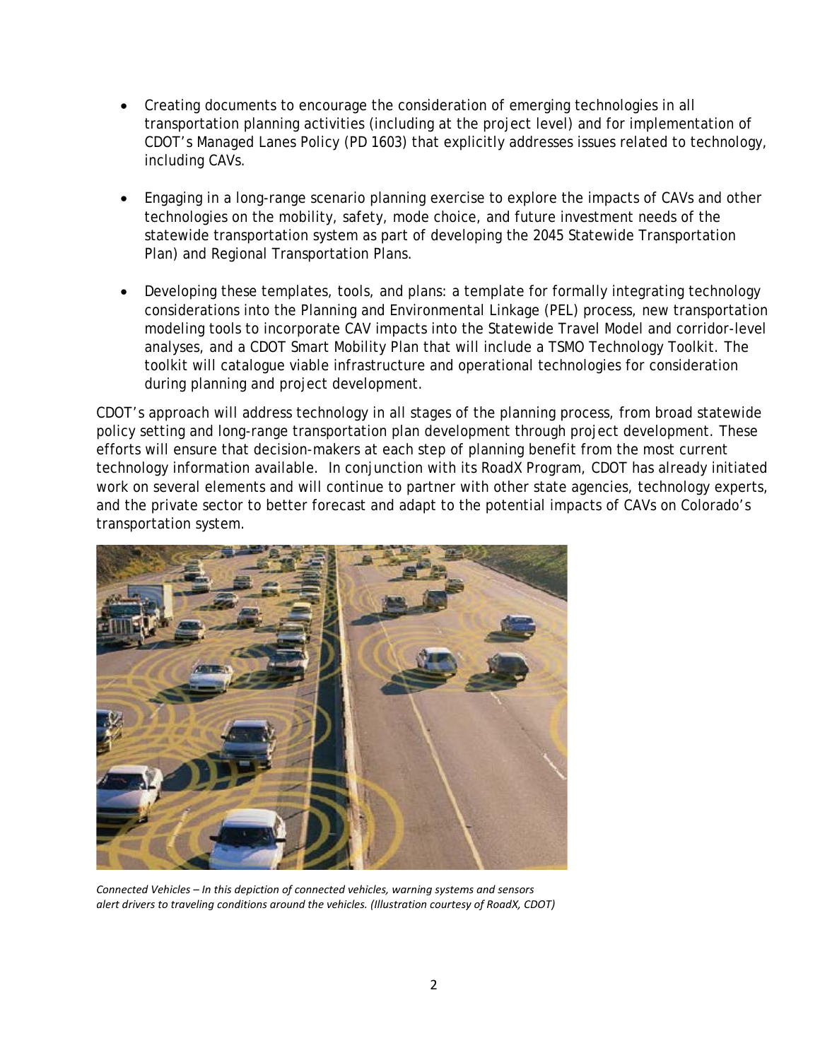- Creating documents to encourage the consideration of emerging technologies in all transportation planning activities (including at the project level) and for implementation of CDOT's Managed Lanes Policy (PD 1603) that explicitly addresses issues related to technology, including CAVs.

- Engaging in a long-range scenario planning exercise to explore the impacts of CAVs and other technologies on the mobility, safety, mode choice, and future investment needs of the statewide transportation system as part of developing the 2045 Statewide Transportation Plan) and Regional Transportation Plans.

- Developing these templates, tools, and plans: a template for formally integrating technology considerations into the Planning and Environmental Linkage (PEL) process, new transportation modeling tools to incorporate CAV impacts into the Statewide Travel Model and corridor-level analyses, and a CDOT Smart Mobility Plan that will include a TSMO Technology Toolkit. The toolkit will catalogue viable infrastructure and operational technologies for consideration during planning and project development.

CDOT's approach will address technology in all stages of the planning process, from broad statewide policy setting and long-range transportation plan development through project development. These efforts will ensure that decision-makers at each step of planning benefit from the most current technology information available. In conjunction with its RoadX Program, CDOT has already initiated work on several elements and will continue to partner with other state agencies, technology experts, and the private sector to better forecast and adapt to the potential impacts of CAVs on Colorado's transportation system.

*Connected Vehicles – In this depiction of connected vehicles, warning systems and sensors alert drivers to traveling conditions around the vehicles. (Illustration courtesy of RoadX, CDOT)*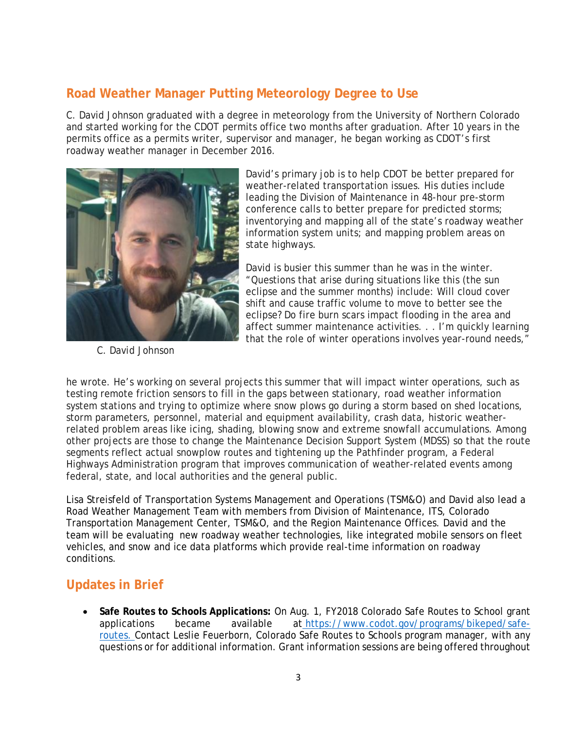## Road Weather Manager Putting Meteorology Degree to Use

C. David Johnson graduated with a degree in meteorology from the University of Northern Colorado and started working for the CDOT permits office two months after graduation. After 10 years in the permits office as a permits writer, supervisor and manager, he began working as CDOT's first roadway weather manager in December 2016.

C. David Johnson

David's primary job is to help CDOT be better prepared for weather-related transportation issues. His duties include leading the Division of Maintenance in 48-hour pre-storm conference calls to better prepare for predicted storms; inventorying and mapping all of the state's roadway weather information system units; and mapping problem areas on state highways.

David is busier this summer than he was in the winter. "Questions that arise during situations like this (the sun eclipse and the summer months) include: Will cloud cover shift and cause traffic volume to move to better see the eclipse? Do fire burn scars impact flooding in the area and affect summer maintenance activities. . . I'm quickly learning that the role of winter operations involves year-round needs," he wrote. He's working on several projects this summer that will impact winter operations, such as testing remote friction sensors to fill in the gaps between stationary, road weather information system stations and trying to optimize where snow plows go during a storm based on shed locations, storm parameters, personnel, material and equipment availability, crash data, historic weather-related problem areas like icing, shading, blowing snow and extreme snowfall accumulations. Among other projects are those to change the Maintenance Decision Support System (MDSS) so that the route segments reflect actual snowplow routes and tightening up the Pathfinder program, a Federal Highways Administration program that improves communication of weather-related events among federal, state, and local authorities and the general public.

Lisa Streisfeld of Transportation Systems Management and Operations (TSM&O) and David also lead a Road Weather Management Team with members from Division of Maintenance, ITS, Colorado Transportation Management Center, TSM&O, and the Region Maintenance Offices. David and the team will be evaluating new roadway weather technologies, like integrated mobile sensors on fleet vehicles, and snow and ice data platforms which provide real-time information on roadway conditions.

## Updates in Brief

- **Safe Routes to Schools Applications:** On Aug. 1, FY2018 Colorado Safe Routes to School grant applications became available at https://www.codot.gov/programs/bikeped/safe-routes. Contact Leslie Feuerborn, Colorado Safe Routes to Schools program manager, with any questions or for additional information. Grant information sessions are being offered throughout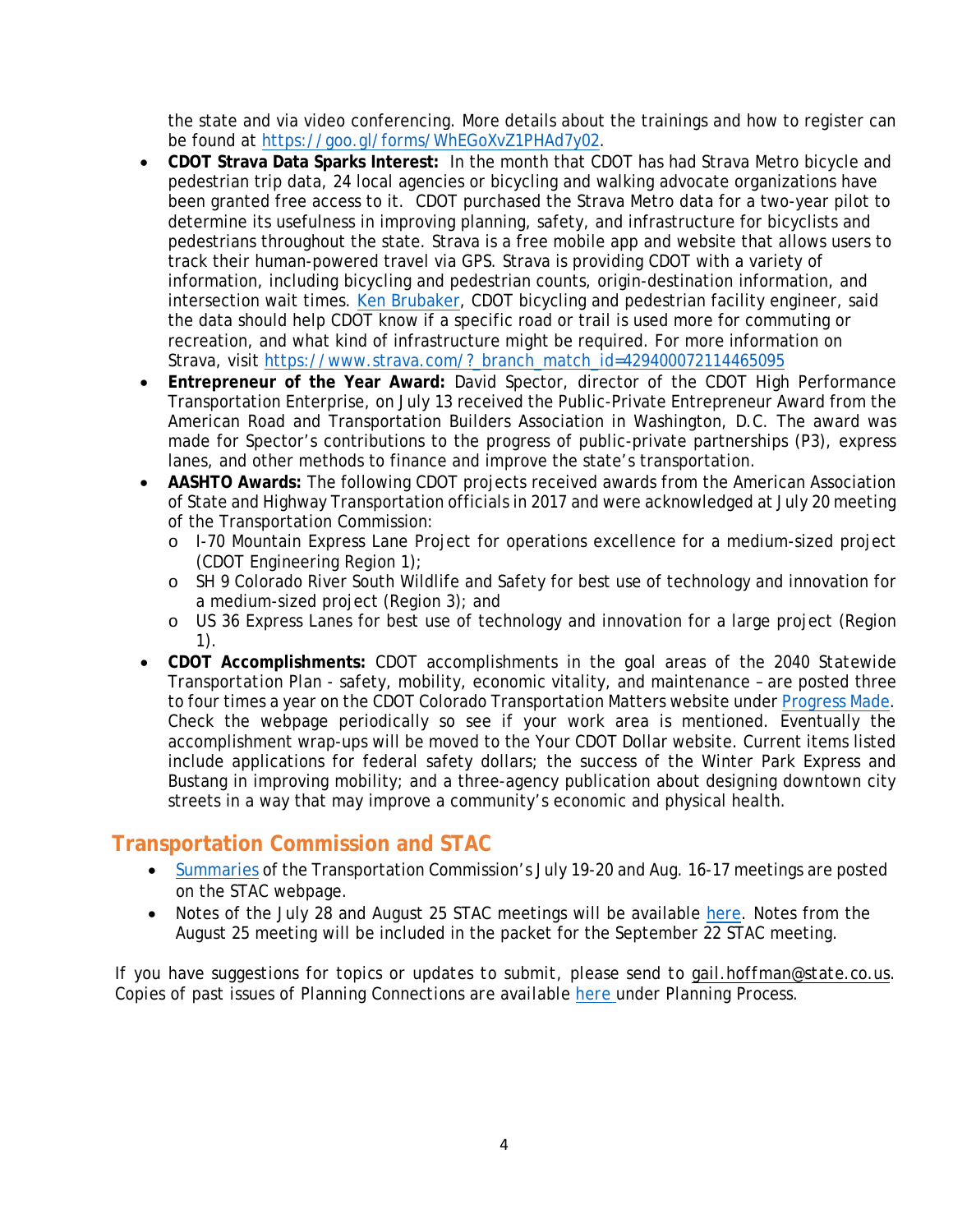the state and via video conferencing. More details about the trainings and how to register can be found at https://goo.gl/forms/WhEGoXvZ1PHAd7y02.

- **CDOT Strava Data Sparks Interest:** In the month that CDOT has had Strava Metro bicycle and pedestrian trip data, 24 local agencies or bicycling and walking advocate organizations have been granted free access to it. CDOT purchased the Strava Metro data for a two-year pilot to determine its usefulness in improving planning, safety, and infrastructure for bicyclists and pedestrians throughout the state. Strava is a free mobile app and website that allows users to track their human-powered travel via GPS. Strava is providing CDOT with a variety of information, including bicycling and pedestrian counts, origin-destination information, and intersection wait times. Ken Brubaker, CDOT bicycling and pedestrian facility engineer, said the data should help CDOT know if a specific road or trail is used more for commuting or recreation, and what kind of infrastructure might be required. For more information on Strava, visit https://www.strava.com/?_branch_match_id=429400072114465095
- **Entrepreneur of the Year Award:** David Spector, director of the CDOT High Performance Transportation Enterprise, on July 13 received the Public-Private Entrepreneur Award from the American Road and Transportation Builders Association in Washington, D.C. The award was made for Spector's contributions to the progress of public-private partnerships (P3), express lanes, and other methods to finance and improve the state's transportation.
- **AASHTO Awards:** The following CDOT projects received awards from the American Association of State and Highway Transportation officials in 2017 and were acknowledged at July 20 meeting of the Transportation Commission:
  - I-70 Mountain Express Lane Project for operations excellence for a medium-sized project (CDOT Engineering Region 1);
  - SH 9 Colorado River South Wildlife and Safety for best use of technology and innovation for a medium-sized project (Region 3); and
  - US 36 Express Lanes for best use of technology and innovation for a large project (Region 1).
- **CDOT Accomplishments:** CDOT accomplishments in the goal areas of the 2040 Statewide Transportation Plan - safety, mobility, economic vitality, and maintenance – are posted three to four times a year on the CDOT Colorado Transportation Matters website under Progress Made. Check the webpage periodically so see if your work area is mentioned. Eventually the accomplishment wrap-ups will be moved to the Your CDOT Dollar website. Current items listed include applications for federal safety dollars; the success of the Winter Park Express and Bustang in improving mobility; and a three-agency publication about designing downtown city streets in a way that may improve a community's economic and physical health.

## Transportation Commission and STAC

- Summaries of the Transportation Commission's July 19-20 and Aug. 16-17 meetings are posted on the STAC webpage.
- Notes of the July 28 and August 25 STAC meetings will be available here. Notes from the August 25 meeting will be included in the packet for the September 22 STAC meeting.

*If you have suggestions for topics or updates to submit, please send to gail.hoffman@state.co.us. Copies of past issues of Planning Connections are available here under Planning Process.*